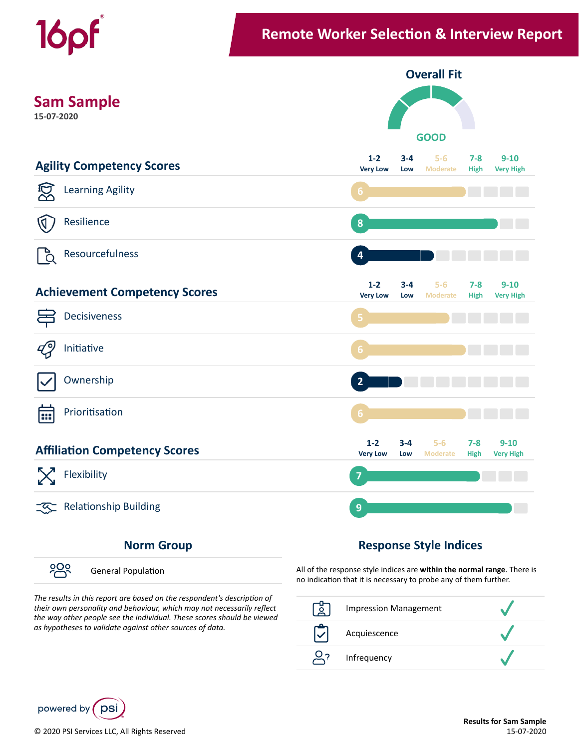16pf®

# Remote Worker Selection & Interview Report

## Sam Sample

**15-07-2020**

### Overall Fit

GOOD

## Agility Competency Scores

Scale: 1-2 Very Low | 3-4 Low | 5-6 Moderate | 7-8 High | 9-10 Very High

| Competency | Score |
|---|---|
| Learning Agility | 6 |
| Resilience | 8 |
| Resourcefulness | 4 |

## Achievement Competency Scores

Scale: 1-2 Very Low | 3-4 Low | 5-6 Moderate | 7-8 High | 9-10 Very High

| Competency | Score |
|---|---|
| Decisiveness | 5 |
| Initiative | 6 |
| Ownership | 2 |
| Prioritisation | 6 |

## Affiliation Competency Scores

Scale: 1-2 Very Low | 3-4 Low | 5-6 Moderate | 7-8 High | 9-10 Very High

| Competency | Score |
|---|---|
| Flexibility | 7 |
| Relationship Building | 9 |

## Norm Group

General Population

*The results in this report are based on the respondent's description of their own personality and behaviour, which may not necessarily reflect the way other people see the individual. These scores should be viewed as hypotheses to validate against other sources of data.*

## Response Style Indices

All of the response style indices are **within the normal range**. There is no indication that it is necessary to probe any of them further.

| Index | Status |
|---|---|
| Impression Management | ✓ |
| Acquiescence | ✓ |
| Infrequency | ✓ |

powered by psi

© 2020 PSI Services LLC, All Rights Reserved

**Results for Sam Sample**
15-07-2020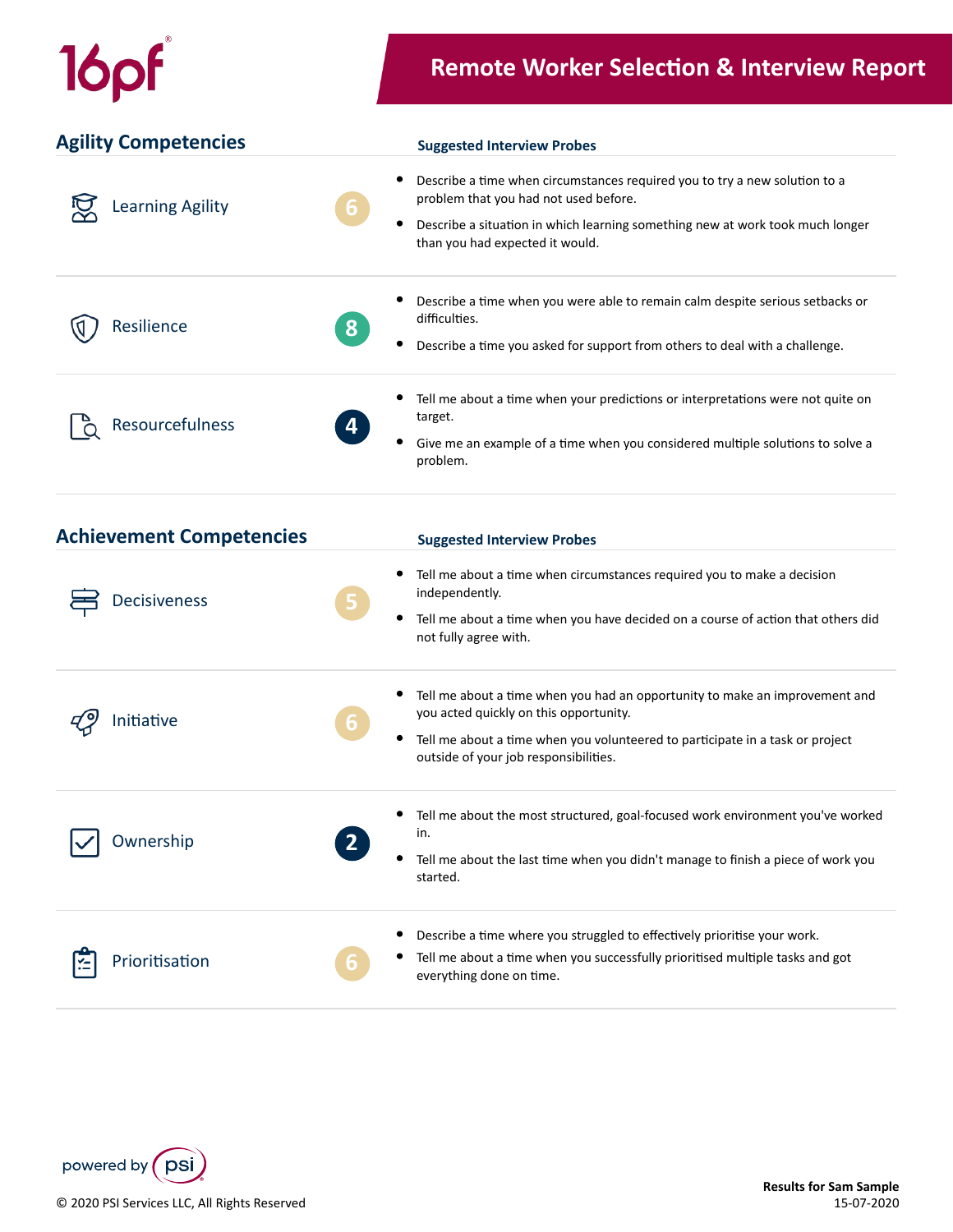# Remote Worker Selection & Interview Report

## Agility Competencies

| Competency | Score | Suggested Interview Probes |
| --- | --- | --- |
| Learning Agility | 6 | • Describe a time when circumstances required you to try a new solution to a problem that you had not used before.<br>• Describe a situation in which learning something new at work took much longer than you had expected it would. |
| Resilience | 8 | • Describe a time when you were able to remain calm despite serious setbacks or difficulties.<br>• Describe a time you asked for support from others to deal with a challenge. |
| Resourcefulness | 4 | • Tell me about a time when your predictions or interpretations were not quite on target.<br>• Give me an example of a time when you considered multiple solutions to solve a problem. |

## Achievement Competencies

| Competency | Score | Suggested Interview Probes |
| --- | --- | --- |
| Decisiveness | 5 | • Tell me about a time when circumstances required you to make a decision independently.<br>• Tell me about a time when you have decided on a course of action that others did not fully agree with. |
| Initiative | 6 | • Tell me about a time when you had an opportunity to make an improvement and you acted quickly on this opportunity.<br>• Tell me about a time when you volunteered to participate in a task or project outside of your job responsibilities. |
| Ownership | 2 | • Tell me about the most structured, goal-focused work environment you've worked in.<br>• Tell me about the last time when you didn't manage to finish a piece of work you started. |
| Prioritisation | 6 | • Describe a time where you struggled to effectively prioritise your work.<br>• Tell me about a time when you successfully prioritised multiple tasks and got everything done on time. |

powered by psi

© 2020 PSI Services LLC, All Rights Reserved

**Results for Sam Sample**
15-07-2020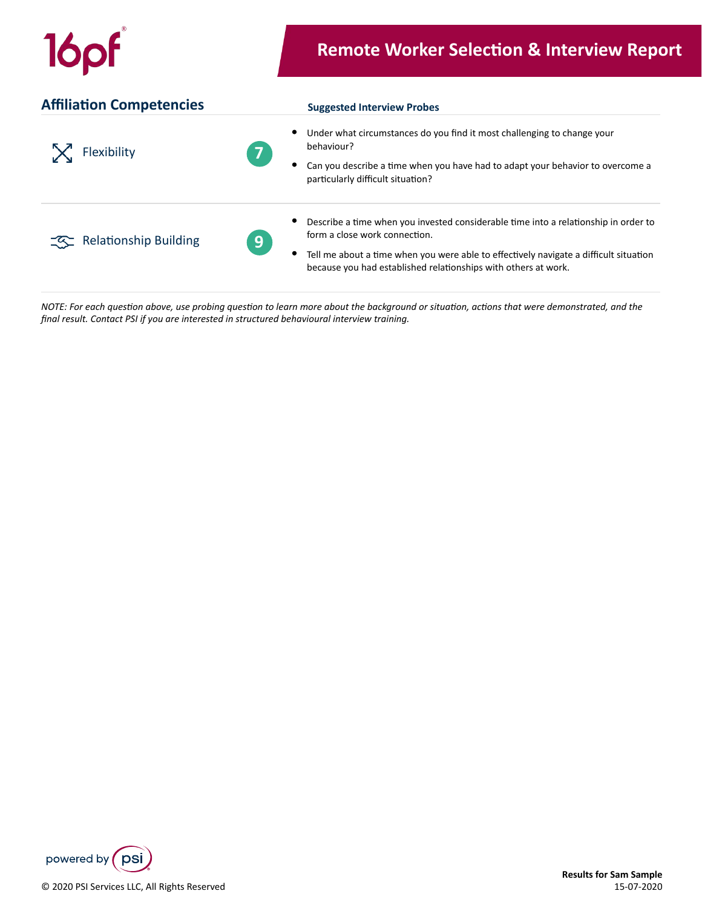## Affiliation Competencies

| Competency | Score | Suggested Interview Probes |
| --- | --- | --- |
| Flexibility | 7 | • Under what circumstances do you find it most challenging to change your behaviour?<br>• Can you describe a time when you have had to adapt your behavior to overcome a particularly difficult situation? |
| Relationship Building | 9 | • Describe a time when you invested considerable time into a relationship in order to form a close work connection.<br>• Tell me about a time when you were able to effectively navigate a difficult situation because you had established relationships with others at work. |

*NOTE: For each question above, use probing question to learn more about the background or situation, actions that were demonstrated, and the final result. Contact PSI if you are interested in structured behavioural interview training.*